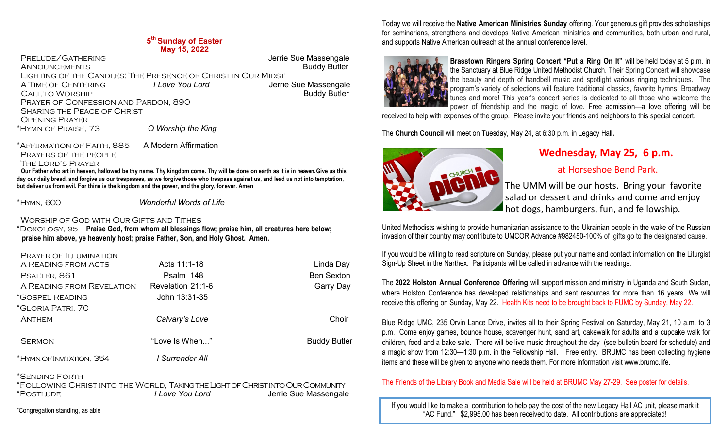## 5th Sunday of Easter
## May 15, 2022

| | | |
|---|---|---|
| Prelude/Gathering | | Jerrie Sue Massengale |
| Announcements | | Buddy Butler |
| Lighting of the Candles: The Presence of Christ in Our Midst | | |
| A Time of Centering | *I Love You Lord* | Jerrie Sue Massengale |
| Call to Worship | | Buddy Butler |
| Prayer of Confession and Pardon, 890 | | |
| Sharing the Peace of Christ | | |
| Opening Prayer | | |
| *Hymn of Praise, 73 | *O Worship the King* | |
| *Affirmation of Faith, 885 | A Modern Affirmation | |
| Prayers of the People | | |
| The Lord's Prayer | | |

**Our Father who art in heaven, hallowed be thy name. Thy kingdom come. Thy will be done on earth as it is in heaven. Give us this day our daily bread, and forgive us our trespasses, as we forgive those who trespass against us, and lead us not into temptation, but deliver us from evil. For thine is the kingdom and the power, and the glory, forever. Amen**

*Hymn, 600 — *Wonderful Words of Life*

Worship of God with Our Gifts and Tithes

*Doxology, 95 **Praise God, from whom all blessings flow; praise him, all creatures here below; praise him above, ye heavenly host; praise Father, Son, and Holy Ghost. Amen.**

| | | |
|---|---|---|
| Prayer of Illumination | | |
| A Reading from Acts | Acts 11:1-18 | Linda Day |
| Psalter, 861 | Psalm 148 | Ben Sexton |
| A Reading from Revelation | Revelation 21:1-6 | Garry Day |
| *Gospel Reading | John 13:31-35 | |
| *Gloria Patri, 70 | | |
| Anthem | *Calvary's Love* | Choir |
| Sermon | "Love Is When..." | Buddy Butler |
| *Hymn of Invitation, 354 | *I Surrender All* | |
| *Sending Forth | | |
| *Following Christ into the World, Taking the Light of Christ into Our Community | | |
| *Postlude | *I Love You Lord* | Jerrie Sue Massengale |

*Congregation standing, as able

Today we will receive the **Native American Ministries Sunday** offering. Your generous gift provides scholarships for seminarians, strengthens and develops Native American ministries and communities, both urban and rural, and supports Native American outreach at the annual conference level.

**Brasstown Ringers Spring Concert "Put a Ring On It"** will be held today at 5 p.m. in the Sanctuary at Blue Ridge United Methodist Church. Their Spring Concert will showcase the beauty and depth of handbell music and spotlight various ringing techniques. The program's variety of selections will feature traditional classics, favorite hymns, Broadway tunes and more! This year's concert series is dedicated to all those who welcome the power of friendship and the magic of love. Free admission—a love offering will be received to help with expenses of the group. Please invite your friends and neighbors to this special concert.

The **Church Council** will meet on Tuesday, May 24, at 6:30 p.m. in Legacy Hall**.**

## Wednesday, May 25, 6 p.m.

at Horseshoe Bend Park.

The UMM will be our hosts. Bring your favorite salad or dessert and drinks and come and enjoy hot dogs, hamburgers, fun, and fellowship.

United Methodists wishing to provide humanitarian assistance to the Ukrainian people in the wake of the Russian invasion of their country may contribute to UMCOR Advance #982450-100% of gifts go to the designated cause.

If you would be willing to read scripture on Sunday, please put your name and contact information on the Liturgist Sign-Up Sheet in the Narthex. Participants will be called in advance with the readings.

The **2022 Holston Annual Conference Offering** will support mission and ministry in Uganda and South Sudan, where Holston Conference has developed relationships and sent resources for more than 16 years. We will receive this offering on Sunday, May 22. Health Kits need to be brought back to FUMC by Sunday, May 22.

Blue Ridge UMC, 235 Orvin Lance Drive, invites all to their Spring Festival on Saturday, May 21, 10 a.m. to 3 p.m. Come enjoy games, bounce house, scavenger hunt, sand art, cakewalk for adults and a cupcake walk for children, food and a bake sale. There will be live music throughout the day (see bulletin board for schedule) and a magic show from 12:30—1:30 p.m. in the Fellowship Hall. Free entry. BRUMC has been collecting hygiene items and these will be given to anyone who needs them. For more information visit www.brumc.life.

The Friends of the Library Book and Media Sale will be held at BRUMC May 27-29. See poster for details.

If you would like to make a contribution to help pay the cost of the new Legacy Hall AC unit, please mark it "AC Fund." $2,995.00 has been received to date. All contributions are appreciated!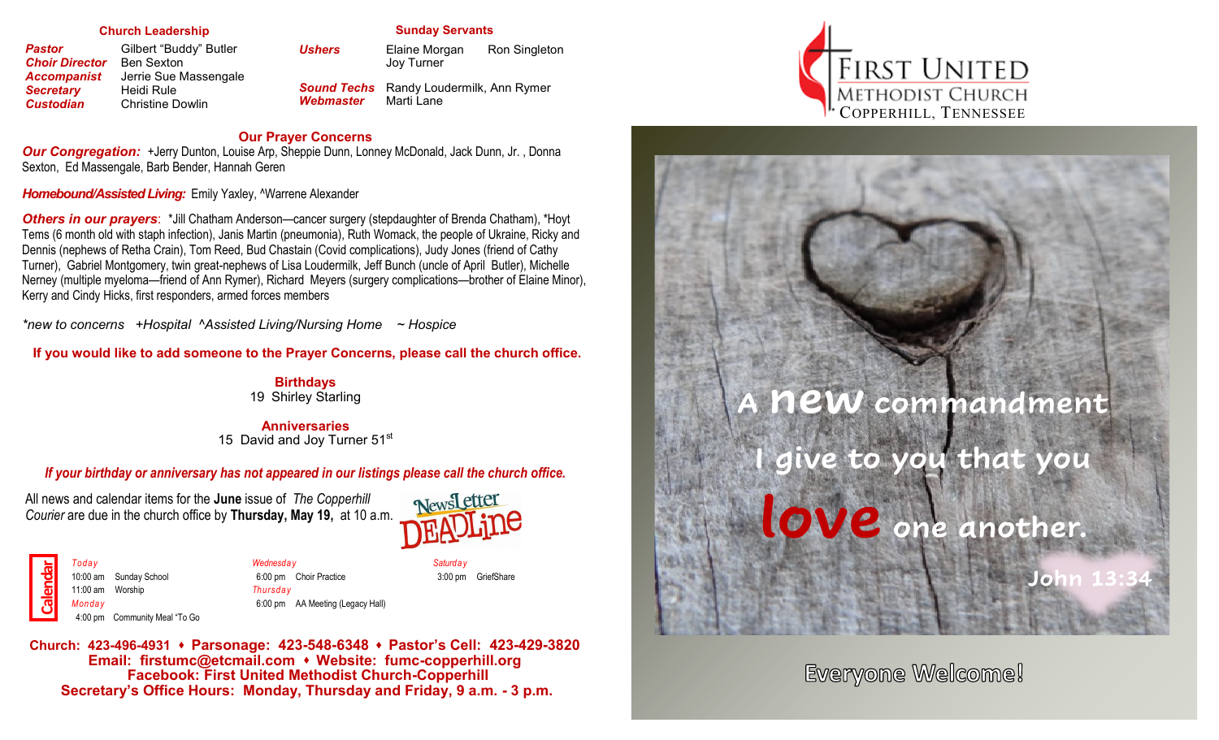## Church Leadership

| | |
|---|---|
| ***Pastor*** | Gilbert "Buddy" Butler |
| ***Choir Director*** | Ben Sexton |
| ***Accompanist*** | Jerrie Sue Massengale |
| ***Secretary*** | Heidi Rule |
| ***Custodian*** | Christine Dowlin |

## Sunday Servants

| | |
|---|---|
| ***Ushers*** | Elaine Morgan, Ron Singleton, Joy Turner |
| ***Sound Techs*** | Randy Loudermilk, Ann Rymer |
| ***Webmaster*** | Marti Lane |

## Our Prayer Concerns

***Our Congregation:*** +Jerry Dunton, Louise Arp, Sheppie Dunn, Lonney McDonald, Jack Dunn, Jr. , Donna Sexton, Ed Massengale, Barb Bender, Hannah Geren

***Homebound/Assisted Living:*** Emily Yaxley, ^Warrene Alexander

***Others in our prayers***: *Jill Chatham Anderson—cancer surgery (stepdaughter of Brenda Chatham), *Hoyt Tems (6 month old with staph infection), Janis Martin (pneumonia), Ruth Womack, the people of Ukraine, Ricky and Dennis (nephews of Retha Crain), Tom Reed, Bud Chastain (Covid complications), Judy Jones (friend of Cathy Turner), Gabriel Montgomery, twin great-nephews of Lisa Loudermilk, Jeff Bunch (uncle of April Butler), Michelle Nerney (multiple myeloma—friend of Ann Rymer), Richard Meyers (surgery complications—brother of Elaine Minor), Kerry and Cindy Hicks, first responders, armed forces members

*\*new to concerns +Hospital ^Assisted Living/Nursing Home ~ Hospice*

**If you would like to add someone to the Prayer Concerns, please call the church office.**

### Birthdays

19 Shirley Starling

### Anniversaries

15 David and Joy Turner 51st

***If your birthday or anniversary has not appeared in our listings please call the church office.***

All news and calendar items for the **June** issue of *The Copperhill Courier* are due in the church office by **Thursday, May 19,** at 10 a.m.

NewsLetter DEADLine

## Calendar

*Today*
10:00 am Sunday School
11:00 am Worship

*Monday*
4:00 pm Community Meal "To Go

*Wednesday*
6:00 pm Choir Practice

*Thursday*
6:00 pm AA Meeting (Legacy Hall)

*Saturday*
3:00 pm GriefShare

**Church: 423-496-4931 ♦ Parsonage: 423-548-6348 ♦ Pastor's Cell: 423-429-3820**
**Email: firstumc@etcmail.com ♦ Website: fumc-copperhill.org**
**Facebook: First United Methodist Church-Copperhill**
**Secretary's Office Hours: Monday, Thursday and Friday, 9 a.m. - 3 p.m.**

# First United Methodist Church
## Copperhill, Tennessee

A **new** commandment I give to you that you **love** one another.

John 13:34

**Everyone Welcome!**